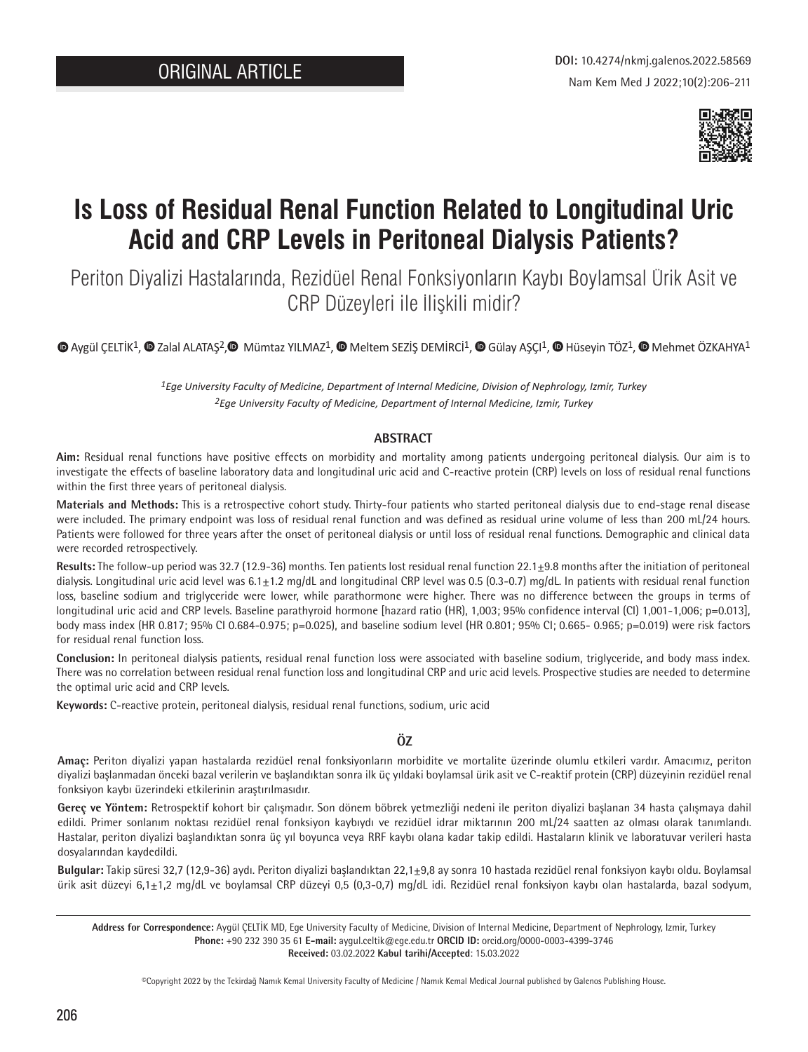ORIGINAL ARTICLE

DOI: 10.4274/nkmj.galenos.2022.58569

# Is Loss of Residual Renal Function Related to Longitudinal Uric Acid and CRP Levels in Peritoneal Dialysis Patients?

## Periton Diyalizi Hastalarında, Rezidüel Renal Fonksiyonların Kaybı Boylamsal Ürik Asit ve CRP Düzeyleri ile İlişkili midir?

Aygül ÇELTİK[1], Zalal ALATAŞ[2], Mümtaz YILMAZ[1], Meltem SEZİŞ DEMİRCİ[1], Gülay AŞÇI[1], Hüseyin TÖZ[1], Mehmet ÖZKAHYA[1]

*[1]Ege University Faculty of Medicine, Department of Internal Medicine, Division of Nephrology, Izmir, Turkey*
*[2]Ege University Faculty of Medicine, Department of Internal Medicine, Izmir, Turkey*

### ABSTRACT

**Aim:** Residual renal functions have positive effects on morbidity and mortality among patients undergoing peritoneal dialysis. Our aim is to investigate the effects of baseline laboratory data and longitudinal uric acid and C-reactive protein (CRP) levels on loss of residual renal functions within the first three years of peritoneal dialysis.

**Materials and Methods:** This is a retrospective cohort study. Thirty-four patients who started peritoneal dialysis due to end-stage renal disease were included. The primary endpoint was loss of residual renal function and was defined as residual urine volume of less than 200 mL/24 hours. Patients were followed for three years after the onset of peritoneal dialysis or until loss of residual renal functions. Demographic and clinical data were recorded retrospectively.

**Results:** The follow-up period was 32.7 (12.9-36) months. Ten patients lost residual renal function 22.1±9.8 months after the initiation of peritoneal dialysis. Longitudinal uric acid level was 6.1±1.2 mg/dL and longitudinal CRP level was 0.5 (0.3-0.7) mg/dL. In patients with residual renal function loss, baseline sodium and triglyceride were lower, while parathormone were higher. There was no difference between the groups in terms of longitudinal uric acid and CRP levels. Baseline parathyroid hormone [hazard ratio (HR), 1,003; 95% confidence interval (CI) 1,001-1,006; p=0.013], body mass index (HR 0.817; 95% CI 0.684-0.975; p=0.025), and baseline sodium level (HR 0.801; 95% CI; 0.665- 0.965; p=0.019) were risk factors for residual renal function loss.

**Conclusion:** In peritoneal dialysis patients, residual renal function loss were associated with baseline sodium, triglyceride, and body mass index. There was no correlation between residual renal function loss and longitudinal CRP and uric acid levels. Prospective studies are needed to determine the optimal uric acid and CRP levels.

**Keywords:** C-reactive protein, peritoneal dialysis, residual renal functions, sodium, uric acid

### ÖZ

**Amaç:** Periton diyalizi yapan hastalarda rezidüel renal fonksiyonların morbidite ve mortalite üzerinde olumlu etkileri vardır. Amacımız, periton diyalizi başlanmadan önceki bazal verilerin ve başlandıktan sonra ilk üç yıldaki boylamsal ürik asit ve C-reaktif protein (CRP) düzeyinin rezidüel renal fonksiyon kaybı üzerindeki etkilerinin araştırılmasıdır.

**Gereç ve Yöntem:** Retrospektif kohort bir çalışmadır. Son dönem böbrek yetmezliği nedeni ile periton diyalizi başlanan 34 hasta çalışmaya dahil edildi. Primer sonlanım noktası rezidüel renal fonksiyon kaybıydı ve rezidüel idrar miktarının 200 mL/24 saatten az olması olarak tanımlandı. Hastalar, periton diyalizi başlandıktan sonra üç yıl boyunca veya RRF kaybı olana kadar takip edildi. Hastaların klinik ve laboratuvar verileri hasta dosyalarından kaydedildi.

**Bulgular:** Takip süresi 32,7 (12,9-36) aydı. Periton diyalizi başlandıktan 22,1±9,8 ay sonra 10 hastada rezidüel renal fonksiyon kaybı oldu. Boylamsal ürik asit düzeyi 6,1±1,2 mg/dL ve boylamsal CRP düzeyi 0,5 (0,3-0,7) mg/dL idi. Rezidüel renal fonksiyon kaybı olan hastalarda, bazal sodyum,

**Address for Correspondence:** Aygül ÇELTİK MD, Ege University Faculty of Medicine, Division of Internal Medicine, Department of Nephrology, Izmir, Turkey
**Phone:** +90 232 390 35 61 **E-mail:** aygul.celtik@ege.edu.tr **ORCID ID:** orcid.org/0000-0003-4399-3746
**Received:** 03.02.2022 **Kabul tarihi/Accepted**: 15.03.2022

©Copyright 2022 by the Tekirdağ Namık Kemal University Faculty of Medicine / Namık Kemal Medical Journal published by Galenos Publishing House.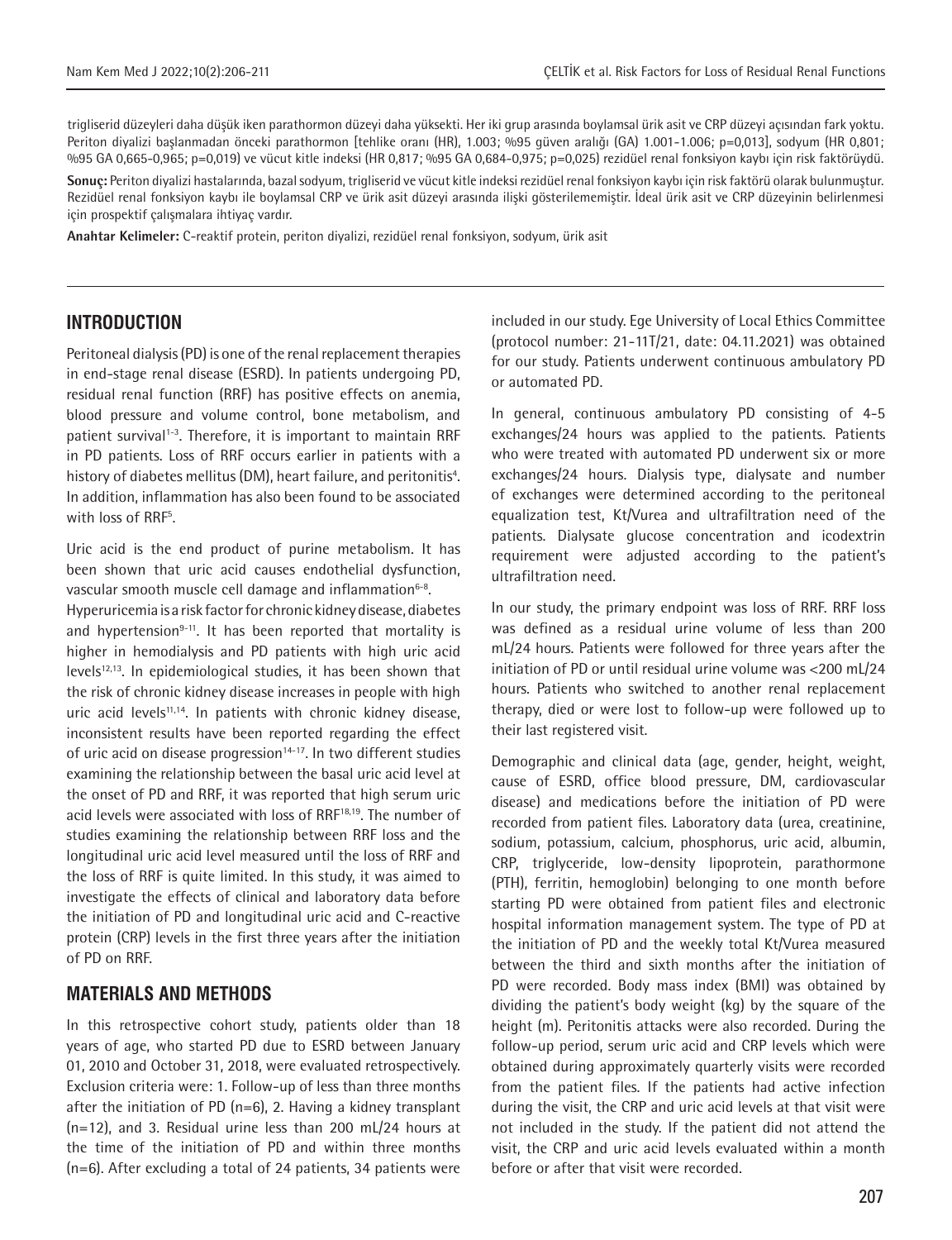trigliserid düzeyleri daha düşük iken parathormon düzeyi daha yüksekti. Her iki grup arasında boylamsal ürik asit ve CRP düzeyi açısından fark yoktu. Periton diyalizi başlanmadan önceki parathormon [tehlike oranı (HR), 1.003; %95 güven aralığı (GA) 1.001-1.006; p=0,013], sodyum (HR 0,801; %95 GA 0,665-0,965; p=0,019) ve vücut kitle indeksi (HR 0,817; %95 GA 0,684-0,975; p=0,025) rezidüel renal fonksiyon kaybı için risk faktörüydü.

**Sonuç:** Periton diyalizi hastalarında, bazal sodyum, trigliserid ve vücut kitle indeksi rezidüel renal fonksiyon kaybı için risk faktörü olarak bulunmuştur. Rezidüel renal fonksiyon kaybı ile boylamsal CRP ve ürik asit düzeyi arasında ilişki gösterilememiştir. İdeal ürik asit ve CRP düzeyinin belirlenmesi için prospektif çalışmalara ihtiyaç vardır.

**Anahtar Kelimeler:** C-reaktif protein, periton diyalizi, rezidüel renal fonksiyon, sodyum, ürik asit

## INTRODUCTION

Peritoneal dialysis (PD) is one of the renal replacement therapies in end-stage renal disease (ESRD). In patients undergoing PD, residual renal function (RRF) has positive effects on anemia, blood pressure and volume control, bone metabolism, and patient survival[1-3]. Therefore, it is important to maintain RRF in PD patients. Loss of RRF occurs earlier in patients with a history of diabetes mellitus (DM), heart failure, and peritonitis[4]. In addition, inflammation has also been found to be associated with loss of RRF[5].

Uric acid is the end product of purine metabolism. It has been shown that uric acid causes endothelial dysfunction, vascular smooth muscle cell damage and inflammation[6-8]. Hyperuricemia is a risk factor for chronic kidney disease, diabetes and hypertension[9-11]. It has been reported that mortality is higher in hemodialysis and PD patients with high uric acid levels[12,13]. In epidemiological studies, it has been shown that the risk of chronic kidney disease increases in people with high uric acid levels[11,14]. In patients with chronic kidney disease, inconsistent results have been reported regarding the effect of uric acid on disease progression[14-17]. In two different studies examining the relationship between the basal uric acid level at the onset of PD and RRF, it was reported that high serum uric acid levels were associated with loss of RRF[18,19]. The number of studies examining the relationship between RRF loss and the longitudinal uric acid level measured until the loss of RRF and the loss of RRF is quite limited. In this study, it was aimed to investigate the effects of clinical and laboratory data before the initiation of PD and longitudinal uric acid and C-reactive protein (CRP) levels in the first three years after the initiation of PD on RRF.

## MATERIALS AND METHODS

In this retrospective cohort study, patients older than 18 years of age, who started PD due to ESRD between January 01, 2010 and October 31, 2018, were evaluated retrospectively. Exclusion criteria were: 1. Follow-up of less than three months after the initiation of PD (n=6), 2. Having a kidney transplant (n=12), and 3. Residual urine less than 200 mL/24 hours at the time of the initiation of PD and within three months (n=6). After excluding a total of 24 patients, 34 patients were included in our study. Ege University of Local Ethics Committee (protocol number: 21-11T/21, date: 04.11.2021) was obtained for our study. Patients underwent continuous ambulatory PD or automated PD.

In general, continuous ambulatory PD consisting of 4-5 exchanges/24 hours was applied to the patients. Patients who were treated with automated PD underwent six or more exchanges/24 hours. Dialysis type, dialysate and number of exchanges were determined according to the peritoneal equalization test, Kt/Vurea and ultrafiltration need of the patients. Dialysate glucose concentration and icodextrin requirement were adjusted according to the patient's ultrafiltration need.

In our study, the primary endpoint was loss of RRF. RRF loss was defined as a residual urine volume of less than 200 mL/24 hours. Patients were followed for three years after the initiation of PD or until residual urine volume was <200 mL/24 hours. Patients who switched to another renal replacement therapy, died or were lost to follow-up were followed up to their last registered visit.

Demographic and clinical data (age, gender, height, weight, cause of ESRD, office blood pressure, DM, cardiovascular disease) and medications before the initiation of PD were recorded from patient files. Laboratory data (urea, creatinine, sodium, potassium, calcium, phosphorus, uric acid, albumin, CRP, triglyceride, low-density lipoprotein, parathormone (PTH), ferritin, hemoglobin) belonging to one month before starting PD were obtained from patient files and electronic hospital information management system. The type of PD at the initiation of PD and the weekly total Kt/Vurea measured between the third and sixth months after the initiation of PD were recorded. Body mass index (BMI) was obtained by dividing the patient's body weight (kg) by the square of the height (m). Peritonitis attacks were also recorded. During the follow-up period, serum uric acid and CRP levels which were obtained during approximately quarterly visits were recorded from the patient files. If the patients had active infection during the visit, the CRP and uric acid levels at that visit were not included in the study. If the patient did not attend the visit, the CRP and uric acid levels evaluated within a month before or after that visit were recorded.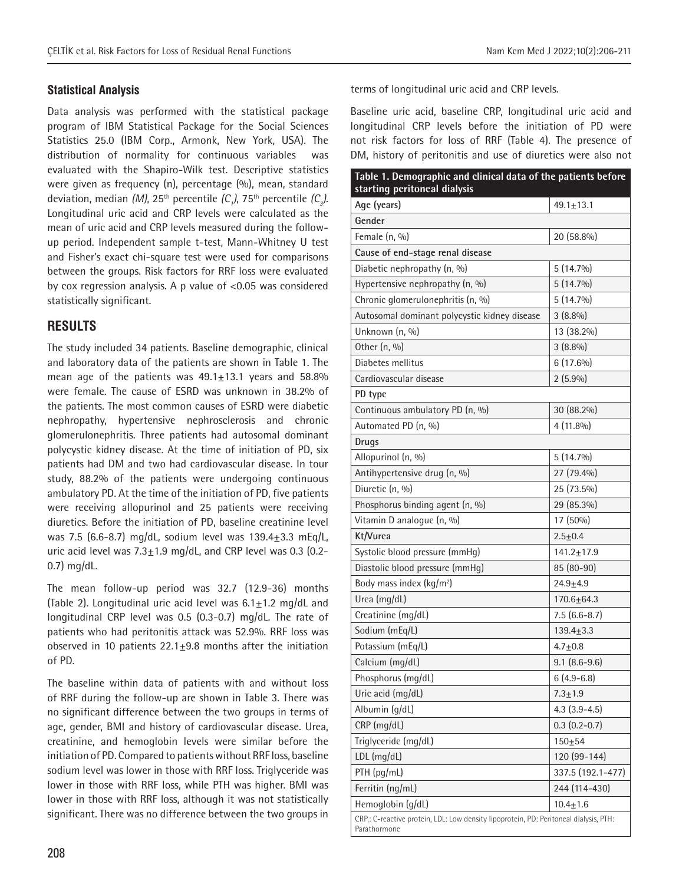### Statistical Analysis

Data analysis was performed with the statistical package program of IBM Statistical Package for the Social Sciences Statistics 25.0 (IBM Corp., Armonk, New York, USA). The distribution of normality for continuous variables was evaluated with the Shapiro-Wilk test. Descriptive statistics were given as frequency (n), percentage (%), mean, standard deviation, median *(M)*, 25[th] percentile *($C_1$)*, 75[th] percentile *($C_3$)*. Longitudinal uric acid and CRP levels were calculated as the mean of uric acid and CRP levels measured during the follow-up period. Independent sample t-test, Mann-Whitney U test and Fisher's exact chi-square test were used for comparisons between the groups. Risk factors for RRF loss were evaluated by cox regression analysis. A p value of <0.05 was considered statistically significant.

## RESULTS

The study included 34 patients. Baseline demographic, clinical and laboratory data of the patients are shown in Table 1. The mean age of the patients was 49.1±13.1 years and 58.8% were female. The cause of ESRD was unknown in 38.2% of the patients. The most common causes of ESRD were diabetic nephropathy, hypertensive nephrosclerosis and chronic glomerulonephritis. Three patients had autosomal dominant polycystic kidney disease. At the time of initiation of PD, six patients had DM and two had cardiovascular disease. In tour study, 88.2% of the patients were undergoing continuous ambulatory PD. At the time of the initiation of PD, five patients were receiving allopurinol and 25 patients were receiving diuretics. Before the initiation of PD, baseline creatinine level was 7.5 (6.6-8.7) mg/dL, sodium level was 139.4±3.3 mEq/L, uric acid level was 7.3±1.9 mg/dL, and CRP level was 0.3 (0.2-0.7) mg/dL.

The mean follow-up period was 32.7 (12.9-36) months (Table 2). Longitudinal uric acid level was 6.1±1.2 mg/dL and longitudinal CRP level was 0.5 (0.3-0.7) mg/dL. The rate of patients who had peritonitis attack was 52.9%. RRF loss was observed in 10 patients 22.1±9.8 months after the initiation of PD.

The baseline within data of patients with and without loss of RRF during the follow-up are shown in Table 3. There was no significant difference between the two groups in terms of age, gender, BMI and history of cardiovascular disease. Urea, creatinine, and hemoglobin levels were similar before the initiation of PD. Compared to patients without RRF loss, baseline sodium level was lower in those with RRF loss. Triglyceride was lower in those with RRF loss, while PTH was higher. BMI was lower in those with RRF loss, although it was not statistically significant. There was no difference between the two groups in terms of longitudinal uric acid and CRP levels.

Baseline uric acid, baseline CRP, longitudinal uric acid and longitudinal CRP levels before the initiation of PD were not risk factors for loss of RRF (Table 4). The presence of DM, history of peritonitis and use of diuretics were also not

| Table 1. Demographic and clinical data of the patients before starting peritoneal dialysis | |
|---|---|
| Age (years) | 49.1±13.1 |
| **Gender** | |
| Female (n, %) | 20 (58.8%) |
| **Cause of end-stage renal disease** | |
| Diabetic nephropathy (n, %) | 5 (14.7%) |
| Hypertensive nephropathy (n, %) | 5 (14.7%) |
| Chronic glomerulonephritis (n, %) | 5 (14.7%) |
| Autosomal dominant polycystic kidney disease | 3 (8.8%) |
| Unknown (n, %) | 13 (38.2%) |
| Other (n, %) | 3 (8.8%) |
| Diabetes mellitus | 6 (17.6%) |
| Cardiovascular disease | 2 (5.9%) |
| **PD type** | |
| Continuous ambulatory PD (n, %) | 30 (88.2%) |
| Automated PD (n, %) | 4 (11.8%) |
| **Drugs** | |
| Allopurinol (n, %) | 5 (14.7%) |
| Antihypertensive drug (n, %) | 27 (79.4%) |
| Diuretic (n, %) | 25 (73.5%) |
| Phosphorus binding agent (n, %) | 29 (85.3%) |
| Vitamin D analogue (n, %) | 17 (50%) |
| **Kt/Vurea** | 2.5±0.4 |
| Systolic blood pressure (mmHg) | 141.2±17.9 |
| Diastolic blood pressure (mmHg) | 85 (80-90) |
| Body mass index (kg/m²) | 24.9±4.9 |
| Urea (mg/dL) | 170.6±64.3 |
| Creatinine (mg/dL) | 7.5 (6.6-8.7) |
| Sodium (mEq/L) | 139.4±3.3 |
| Potassium (mEq/L) | 4.7±0.8 |
| Calcium (mg/dL) | 9.1 (8.6-9.6) |
| Phosphorus (mg/dL) | 6 (4.9-6.8) |
| Uric acid (mg/dL) | 7.3±1.9 |
| Albumin (g/dL) | 4.3 (3.9-4.5) |
| CRP (mg/dL) | 0.3 (0.2-0.7) |
| Triglyceride (mg/dL) | 150±54 |
| LDL (mg/dL) | 120 (99-144) |
| PTH (pg/mL) | 337.5 (192.1-477) |
| Ferritin (ng/mL) | 244 (114-430) |
| Hemoglobin (g/dL) | 10.4±1.6 |

CRP,: C-reactive protein, LDL: Low density lipoprotein, PD: Peritoneal dialysis, PTH: Parathormone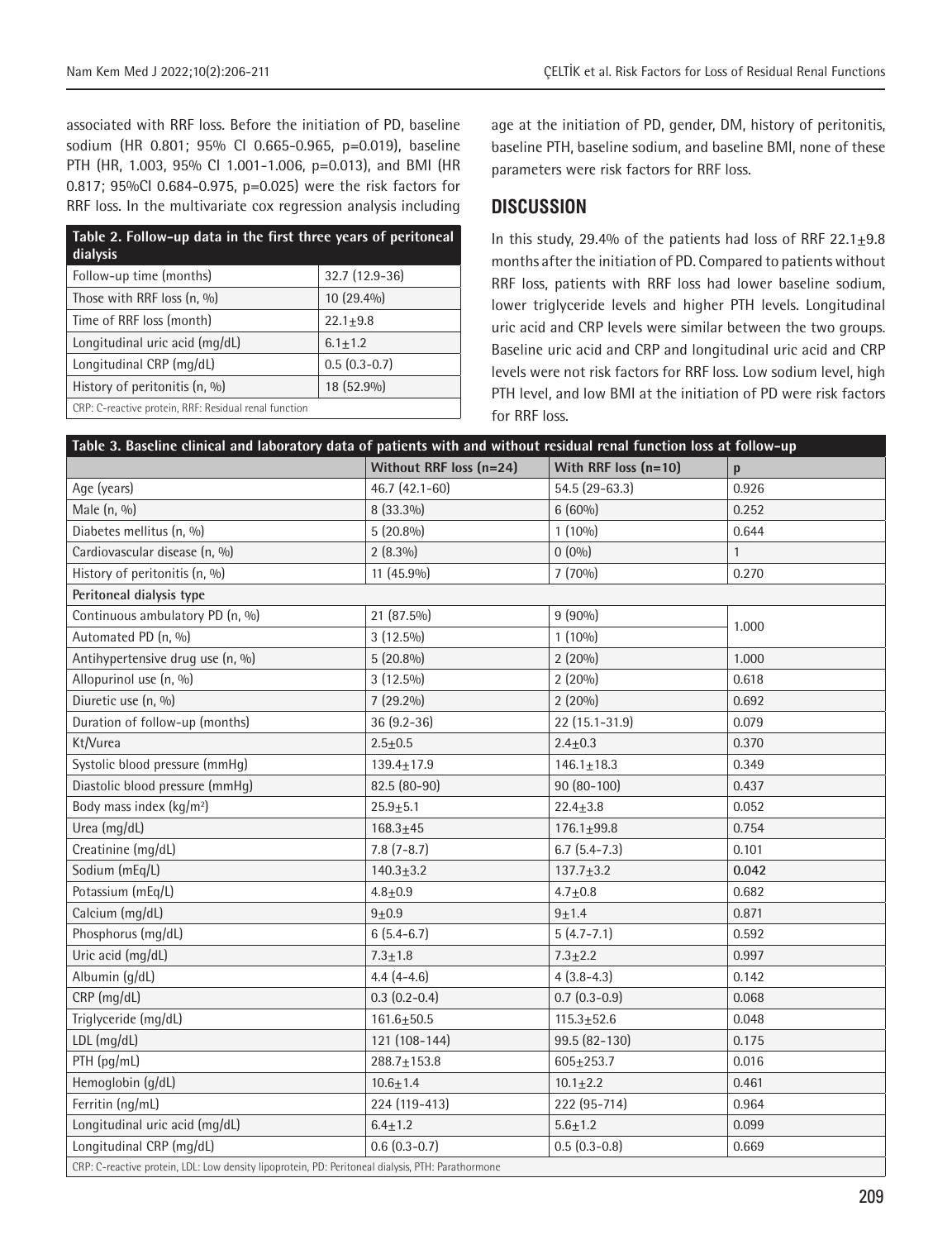associated with RRF loss. Before the initiation of PD, baseline sodium (HR 0.801; 95% CI 0.665-0.965, p=0.019), baseline PTH (HR, 1.003, 95% CI 1.001-1.006, p=0.013), and BMI (HR 0.817; 95%CI 0.684-0.975, p=0.025) were the risk factors for RRF loss. In the multivariate cox regression analysis including age at the initiation of PD, gender, DM, history of peritonitis, baseline PTH, baseline sodium, and baseline BMI, none of these parameters were risk factors for RRF loss.

| **Table 2. Follow-up data in the first three years of peritoneal dialysis** | |
|---|---|
| Follow-up time (months) | 32.7 (12.9-36) |
| Those with RRF loss (n, %) | 10 (29.4%) |
| Time of RRF loss (month) | 22.1±9.8 |
| Longitudinal uric acid (mg/dL) | 6.1±1.2 |
| Longitudinal CRP (mg/dL) | 0.5 (0.3-0.7) |
| History of peritonitis (n, %) | 18 (52.9%) |

CRP: C-reactive protein, RRF: Residual renal function

## DISCUSSION

In this study, 29.4% of the patients had loss of RRF 22.1±9.8 months after the initiation of PD. Compared to patients without RRF loss, patients with RRF loss had lower baseline sodium, lower triglyceride levels and higher PTH levels. Longitudinal uric acid and CRP levels were similar between the two groups. Baseline uric acid and CRP and longitudinal uric acid and CRP levels were not risk factors for RRF loss. Low sodium level, high PTH level, and low BMI at the initiation of PD were risk factors for RRF loss.

**Table 3. Baseline clinical and laboratory data of patients with and without residual renal function loss at follow-up**

| | Without RRF loss (n=24) | With RRF loss (n=10) | p |
|---|---|---|---|
| Age (years) | 46.7 (42.1-60) | 54.5 (29-63.3) | 0.926 |
| Male (n, %) | 8 (33.3%) | 6 (60%) | 0.252 |
| Diabetes mellitus (n, %) | 5 (20.8%) | 1 (10%) | 0.644 |
| Cardiovascular disease (n, %) | 2 (8.3%) | 0 (0%) | 1 |
| History of peritonitis (n, %) | 11 (45.9%) | 7 (70%) | 0.270 |
| **Peritoneal dialysis type** | | | |
| Continuous ambulatory PD (n, %) | 21 (87.5%) | 9 (90%) | 1.000 |
| Automated PD (n, %) | 3 (12.5%) | 1 (10%) | |
| Antihypertensive drug use (n, %) | 5 (20.8%) | 2 (20%) | 1.000 |
| Allopurinol use (n, %) | 3 (12.5%) | 2 (20%) | 0.618 |
| Diuretic use (n, %) | 7 (29.2%) | 2 (20%) | 0.692 |
| Duration of follow-up (months) | 36 (9.2-36) | 22 (15.1-31.9) | 0.079 |
| Kt/Vurea | 2.5±0.5 | 2.4±0.3 | 0.370 |
| Systolic blood pressure (mmHg) | 139.4±17.9 | 146.1±18.3 | 0.349 |
| Diastolic blood pressure (mmHg) | 82.5 (80-90) | 90 (80-100) | 0.437 |
| Body mass index (kg/m²) | 25.9±5.1 | 22.4±3.8 | 0.052 |
| Urea (mg/dL) | 168.3±45 | 176.1±99.8 | 0.754 |
| Creatinine (mg/dL) | 7.8 (7-8.7) | 6.7 (5.4-7.3) | 0.101 |
| Sodium (mEq/L) | 140.3±3.2 | 137.7±3.2 | **0.042** |
| Potassium (mEq/L) | 4.8±0.9 | 4.7±0.8 | 0.682 |
| Calcium (mg/dL) | 9±0.9 | 9±1.4 | 0.871 |
| Phosphorus (mg/dL) | 6 (5.4-6.7) | 5 (4.7-7.1) | 0.592 |
| Uric acid (mg/dL) | 7.3±1.8 | 7.3±2.2 | 0.997 |
| Albumin (g/dL) | 4.4 (4-4.6) | 4 (3.8-4.3) | 0.142 |
| CRP (mg/dL) | 0.3 (0.2-0.4) | 0.7 (0.3-0.9) | 0.068 |
| Triglyceride (mg/dL) | 161.6±50.5 | 115.3±52.6 | 0.048 |
| LDL (mg/dL) | 121 (108-144) | 99.5 (82-130) | 0.175 |
| PTH (pg/mL) | 288.7±153.8 | 605±253.7 | 0.016 |
| Hemoglobin (g/dL) | 10.6±1.4 | 10.1±2.2 | 0.461 |
| Ferritin (ng/mL) | 224 (119-413) | 222 (95-714) | 0.964 |
| Longitudinal uric acid (mg/dL) | 6.4±1.2 | 5.6±1.2 | 0.099 |
| Longitudinal CRP (mg/dL) | 0.6 (0.3-0.7) | 0.5 (0.3-0.8) | 0.669 |

CRP: C-reactive protein, LDL: Low density lipoprotein, PD: Peritoneal dialysis, PTH: Parathormone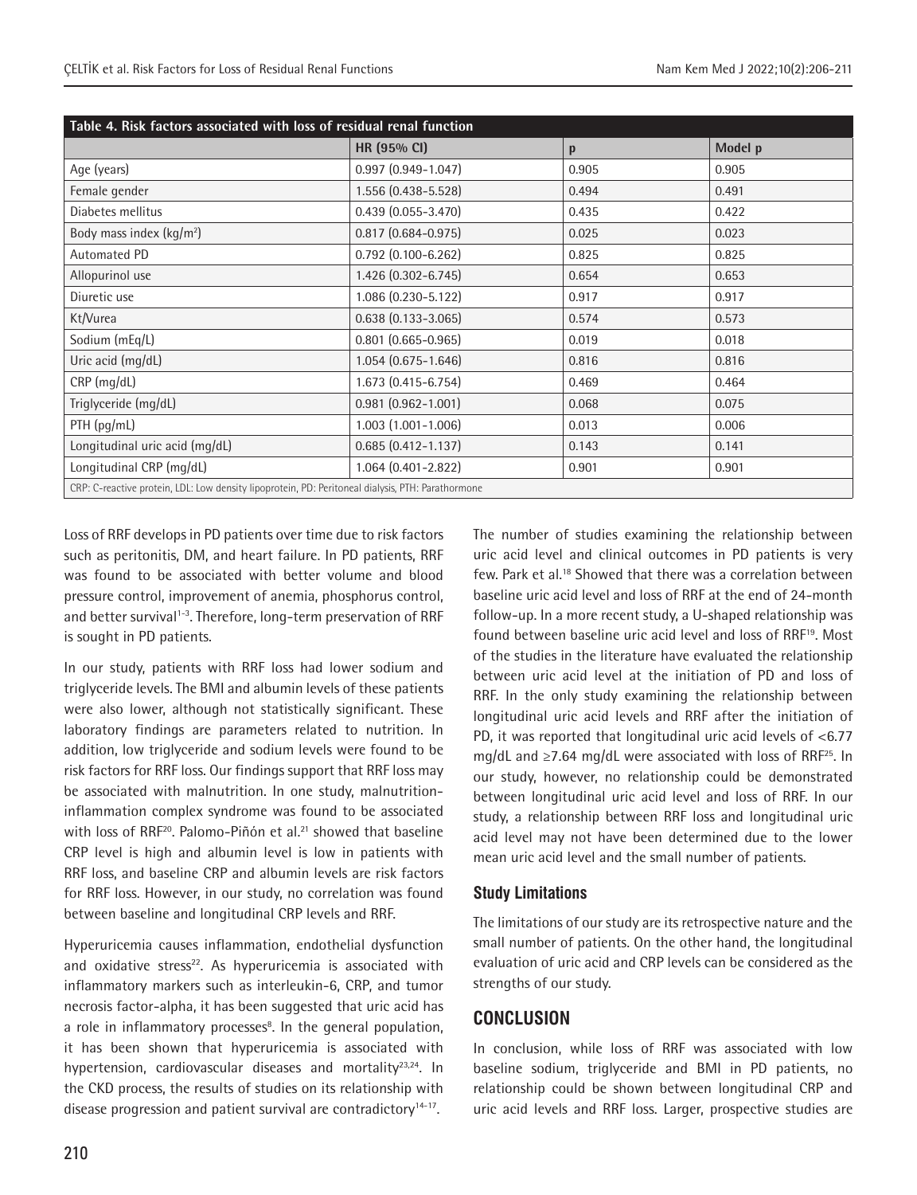**Table 4. Risk factors associated with loss of residual renal function**

| | HR (95% CI) | p | Model p |
|---|---|---|---|
| Age (years) | 0.997 (0.949-1.047) | 0.905 | 0.905 |
| Female gender | 1.556 (0.438-5.528) | 0.494 | 0.491 |
| Diabetes mellitus | 0.439 (0.055-3.470) | 0.435 | 0.422 |
| Body mass index (kg/m$^2$) | 0.817 (0.684-0.975) | 0.025 | 0.023 |
| Automated PD | 0.792 (0.100-6.262) | 0.825 | 0.825 |
| Allopurinol use | 1.426 (0.302-6.745) | 0.654 | 0.653 |
| Diuretic use | 1.086 (0.230-5.122) | 0.917 | 0.917 |
| Kt/Vurea | 0.638 (0.133-3.065) | 0.574 | 0.573 |
| Sodium (mEq/L) | 0.801 (0.665-0.965) | 0.019 | 0.018 |
| Uric acid (mg/dL) | 1.054 (0.675-1.646) | 0.816 | 0.816 |
| CRP (mg/dL) | 1.673 (0.415-6.754) | 0.469 | 0.464 |
| Triglyceride (mg/dL) | 0.981 (0.962-1.001) | 0.068 | 0.075 |
| PTH (pg/mL) | 1.003 (1.001-1.006) | 0.013 | 0.006 |
| Longitudinal uric acid (mg/dL) | 0.685 (0.412-1.137) | 0.143 | 0.141 |
| Longitudinal CRP (mg/dL) | 1.064 (0.401-2.822) | 0.901 | 0.901 |

CRP: C-reactive protein, LDL: Low density lipoprotein, PD: Peritoneal dialysis, PTH: Parathormone

Loss of RRF develops in PD patients over time due to risk factors such as peritonitis, DM, and heart failure. In PD patients, RRF was found to be associated with better volume and blood pressure control, improvement of anemia, phosphorus control, and better survival[1-3]. Therefore, long-term preservation of RRF is sought in PD patients.

In our study, patients with RRF loss had lower sodium and triglyceride levels. The BMI and albumin levels of these patients were also lower, although not statistically significant. These laboratory findings are parameters related to nutrition. In addition, low triglyceride and sodium levels were found to be risk factors for RRF loss. Our findings support that RRF loss may be associated with malnutrition. In one study, malnutrition-inflammation complex syndrome was found to be associated with loss of RRF[20]. Palomo-Piñón et al.[21] showed that baseline CRP level is high and albumin level is low in patients with RRF loss, and baseline CRP and albumin levels are risk factors for RRF loss. However, in our study, no correlation was found between baseline and longitudinal CRP levels and RRF.

Hyperuricemia causes inflammation, endothelial dysfunction and oxidative stress[22]. As hyperuricemia is associated with inflammatory markers such as interleukin-6, CRP, and tumor necrosis factor-alpha, it has been suggested that uric acid has a role in inflammatory processes[8]. In the general population, it has been shown that hyperuricemia is associated with hypertension, cardiovascular diseases and mortality[23,24]. In the CKD process, the results of studies on its relationship with disease progression and patient survival are contradictory[14-17].

The number of studies examining the relationship between uric acid level and clinical outcomes in PD patients is very few. Park et al.[18] Showed that there was a correlation between baseline uric acid level and loss of RRF at the end of 24-month follow-up. In a more recent study, a U-shaped relationship was found between baseline uric acid level and loss of RRF[19]. Most of the studies in the literature have evaluated the relationship between uric acid level at the initiation of PD and loss of RRF. In the only study examining the relationship between longitudinal uric acid levels and RRF after the initiation of PD, it was reported that longitudinal uric acid levels of <6.77 mg/dL and ≥7.64 mg/dL were associated with loss of RRF[25]. In our study, however, no relationship could be demonstrated between longitudinal uric acid level and loss of RRF. In our study, a relationship between RRF loss and longitudinal uric acid level may not have been determined due to the lower mean uric acid level and the small number of patients.

### Study Limitations

The limitations of our study are its retrospective nature and the small number of patients. On the other hand, the longitudinal evaluation of uric acid and CRP levels can be considered as the strengths of our study.

## CONCLUSION

In conclusion, while loss of RRF was associated with low baseline sodium, triglyceride and BMI in PD patients, no relationship could be shown between longitudinal CRP and uric acid levels and RRF loss. Larger, prospective studies are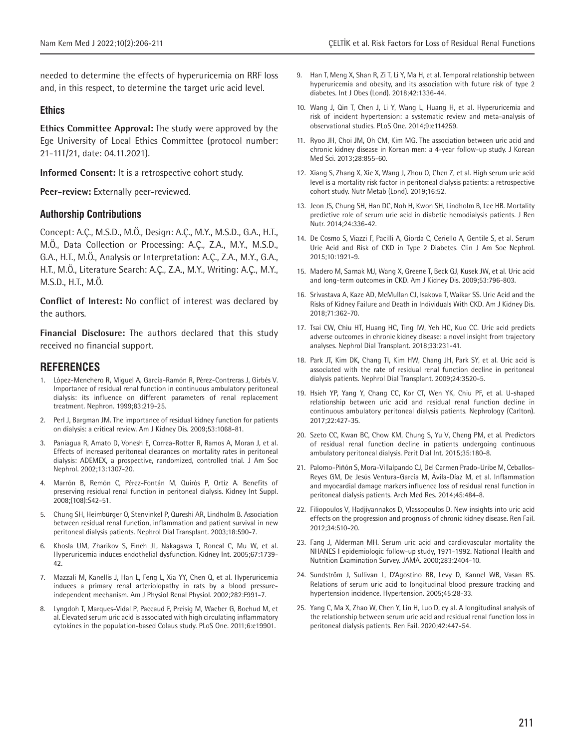needed to determine the effects of hyperuricemia on RRF loss and, in this respect, to determine the target uric acid level.

## Ethics

**Ethics Committee Approval:** The study were approved by the Ege University of Local Ethics Committee (protocol number: 21-11T/21, date: 04.11.2021).

**Informed Consent:** It is a retrospective cohort study.

**Peer-review:** Externally peer-reviewed.

## Authorship Contributions

Concept: A.Ç., M.S.D., M.Ö., Design: A.Ç., M.Y., M.S.D., G.A., H.T., M.Ö., Data Collection or Processing: A.Ç., Z.A., M.Y., M.S.D., G.A., H.T., M.Ö., Analysis or Interpretation: A.Ç., Z.A., M.Y., G.A., H.T., M.Ö., Literature Search: A.Ç., Z.A., M.Y., Writing: A.Ç., M.Y., M.S.D., H.T., M.Ö.

**Conflict of Interest:** No conflict of interest was declared by the authors.

**Financial Disclosure:** The authors declared that this study received no financial support.

## REFERENCES

1. López-Menchero R, Miguel A, García-Ramón R, Pérez-Contreras J, Girbés V. Importance of residual renal function in continuous ambulatory peritoneal dialysis: its influence on different parameters of renal replacement treatment. Nephron. 1999;83:219-25.
2. Perl J, Bargman JM. The importance of residual kidney function for patients on dialysis: a critical review. Am J Kidney Dis. 2009;53:1068-81.
3. Paniagua R, Amato D, Vonesh E, Correa-Rotter R, Ramos A, Moran J, et al. Effects of increased peritoneal clearances on mortality rates in peritoneal dialysis: ADEMEX, a prospective, randomized, controlled trial. J Am Soc Nephrol. 2002;13:1307-20.
4. Marrón B, Remón C, Pérez-Fontán M, Quirós P, Ortíz A. Benefits of preserving residual renal function in peritoneal dialysis. Kidney Int Suppl. 2008;(108):S42-51.
5. Chung SH, Heimbürger O, Stenvinkel P, Qureshi AR, Lindholm B. Association between residual renal function, inflammation and patient survival in new peritoneal dialysis patients. Nephrol Dial Transplant. 2003;18:590-7.
6. Khosla UM, Zharikov S, Finch JL, Nakagawa T, Roncal C, Mu W, et al. Hyperuricemia induces endothelial dysfunction. Kidney Int. 2005;67:1739-42.
7. Mazzali M, Kanellis J, Han L, Feng L, Xia YY, Chen Q, et al. Hyperuricemia induces a primary renal arteriolopathy in rats by a blood pressure-independent mechanism. Am J Physiol Renal Physiol. 2002;282:F991-7.
8. Lyngdoh T, Marques-Vidal P, Paccaud F, Preisig M, Waeber G, Bochud M, et al. Elevated serum uric acid is associated with high circulating inflammatory cytokines in the population-based Colaus study. PLoS One. 2011;6:e19901.
9. Han T, Meng X, Shan R, Zi T, Li Y, Ma H, et al. Temporal relationship between hyperuricemia and obesity, and its association with future risk of type 2 diabetes. Int J Obes (Lond). 2018;42:1336-44.
10. Wang J, Qin T, Chen J, Li Y, Wang L, Huang H, et al. Hyperuricemia and risk of incident hypertension: a systematic review and meta-analysis of observational studies. PLoS One. 2014;9:e114259.
11. Ryoo JH, Choi JM, Oh CM, Kim MG. The association between uric acid and chronic kidney disease in Korean men: a 4-year follow-up study. J Korean Med Sci. 2013;28:855-60.
12. Xiang S, Zhang X, Xie X, Wang J, Zhou Q, Chen Z, et al. High serum uric acid level is a mortality risk factor in peritoneal dialysis patients: a retrospective cohort study. Nutr Metab (Lond). 2019;16:52.
13. Jeon JS, Chung SH, Han DC, Noh H, Kwon SH, Lindholm B, Lee HB. Mortality predictive role of serum uric acid in diabetic hemodialysis patients. J Ren Nutr. 2014;24:336-42.
14. De Cosmo S, Viazzi F, Pacilli A, Giorda C, Ceriello A, Gentile S, et al. Serum Uric Acid and Risk of CKD in Type 2 Diabetes. Clin J Am Soc Nephrol. 2015;10:1921-9.
15. Madero M, Sarnak MJ, Wang X, Greene T, Beck GJ, Kusek JW, et al. Uric acid and long-term outcomes in CKD. Am J Kidney Dis. 2009;53:796-803.
16. Srivastava A, Kaze AD, McMullan CJ, Isakova T, Waikar SS. Uric Acid and the Risks of Kidney Failure and Death in Individuals With CKD. Am J Kidney Dis. 2018;71:362-70.
17. Tsai CW, Chiu HT, Huang HC, Ting IW, Yeh HC, Kuo CC. Uric acid predicts adverse outcomes in chronic kidney disease: a novel insight from trajectory analyses. Nephrol Dial Transplant. 2018;33:231-41.
18. Park JT, Kim DK, Chang TI, Kim HW, Chang JH, Park SY, et al. Uric acid is associated with the rate of residual renal function decline in peritoneal dialysis patients. Nephrol Dial Transplant. 2009;24:3520-5.
19. Hsieh YP, Yang Y, Chang CC, Kor CT, Wen YK, Chiu PF, et al. U-shaped relationship between uric acid and residual renal function decline in continuous ambulatory peritoneal dialysis patients. Nephrology (Carlton). 2017;22:427-35.
20. Szeto CC, Kwan BC, Chow KM, Chung S, Yu V, Cheng PM, et al. Predictors of residual renal function decline in patients undergoing continuous ambulatory peritoneal dialysis. Perit Dial Int. 2015;35:180-8.
21. Palomo-Piñón S, Mora-Villalpando CJ, Del Carmen Prado-Uribe M, Ceballos-Reyes GM, De Jesús Ventura-García M, Ávila-Díaz M, et al. Inflammation and myocardial damage markers influence loss of residual renal function in peritoneal dialysis patients. Arch Med Res. 2014;45:484-8.
22. Filiopoulos V, Hadjiyannakos D, Vlassopoulos D. New insights into uric acid effects on the progression and prognosis of chronic kidney disease. Ren Fail. 2012;34:510-20.
23. Fang J, Alderman MH. Serum uric acid and cardiovascular mortality the NHANES I epidemiologic follow-up study, 1971-1992. National Health and Nutrition Examination Survey. JAMA. 2000;283:2404-10.
24. Sundström J, Sullivan L, D'Agostino RB, Levy D, Kannel WB, Vasan RS. Relations of serum uric acid to longitudinal blood pressure tracking and hypertension incidence. Hypertension. 2005;45:28-33.
25. Yang C, Ma X, Zhao W, Chen Y, Lin H, Luo D, ey al. A longitudinal analysis of the relationship between serum uric acid and residual renal function loss in peritoneal dialysis patients. Ren Fail. 2020;42:447-54.